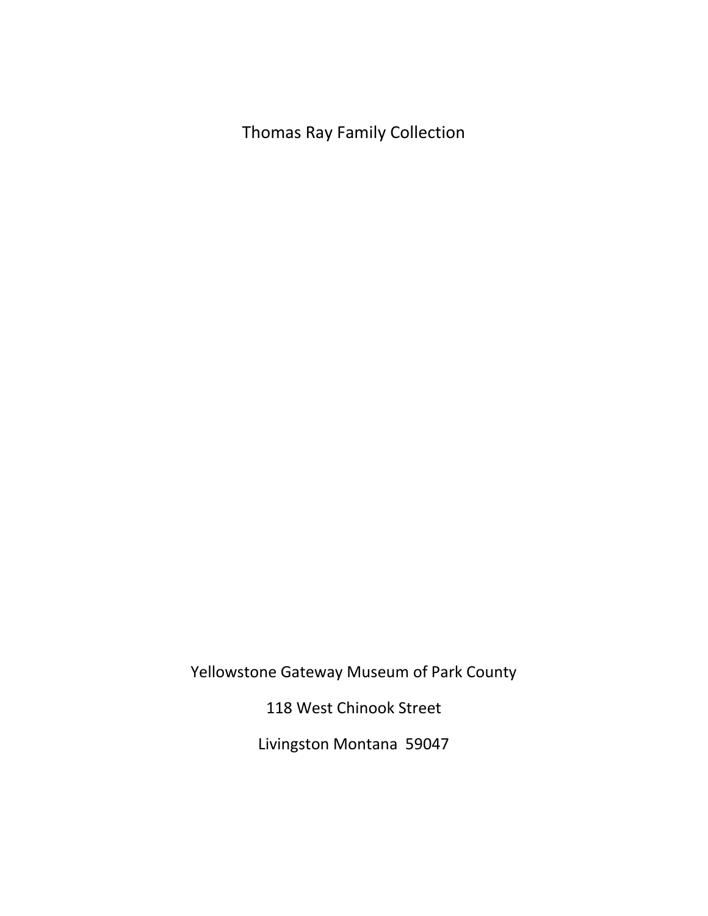# Thomas Ray Family Collection

Yellowstone Gateway Museum of Park County

118 West Chinook Street

Livingston Montana 59047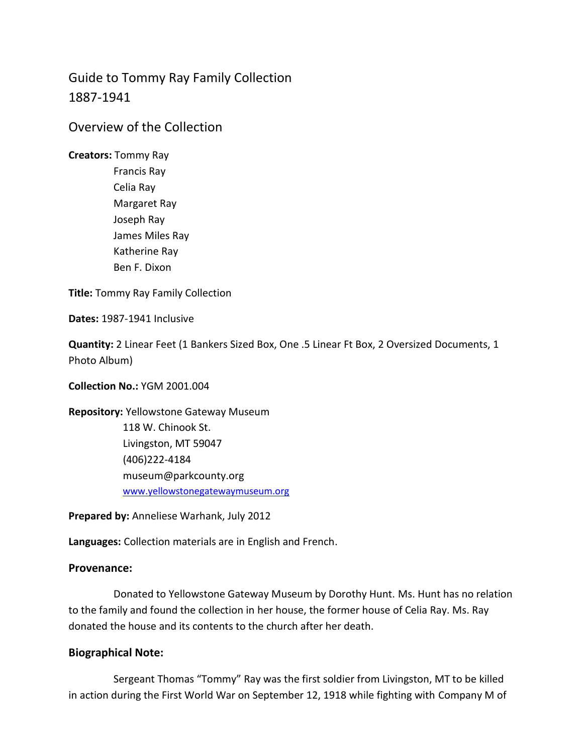# Guide to Tommy Ray Family Collection
# 1887-1941

## Overview of the Collection

**Creators:** Tommy Ray
Francis Ray
Celia Ray
Margaret Ray
Joseph Ray
James Miles Ray
Katherine Ray
Ben F. Dixon

**Title:** Tommy Ray Family Collection

**Dates:** 1987-1941 Inclusive

**Quantity:** 2 Linear Feet (1 Bankers Sized Box, One .5 Linear Ft Box, 2 Oversized Documents, 1 Photo Album)

**Collection No.:** YGM 2001.004

**Repository:** Yellowstone Gateway Museum
118 W. Chinook St.
Livingston, MT 59047
(406)222-4184
museum@parkcounty.org
www.yellowstonegatewaymuseum.org

**Prepared by:** Anneliese Warhank, July 2012

**Languages:** Collection materials are in English and French.

### Provenance:

Donated to Yellowstone Gateway Museum by Dorothy Hunt. Ms. Hunt has no relation to the family and found the collection in her house, the former house of Celia Ray. Ms. Ray donated the house and its contents to the church after her death.

### Biographical Note:

Sergeant Thomas "Tommy" Ray was the first soldier from Livingston, MT to be killed in action during the First World War on September 12, 1918 while fighting with Company M of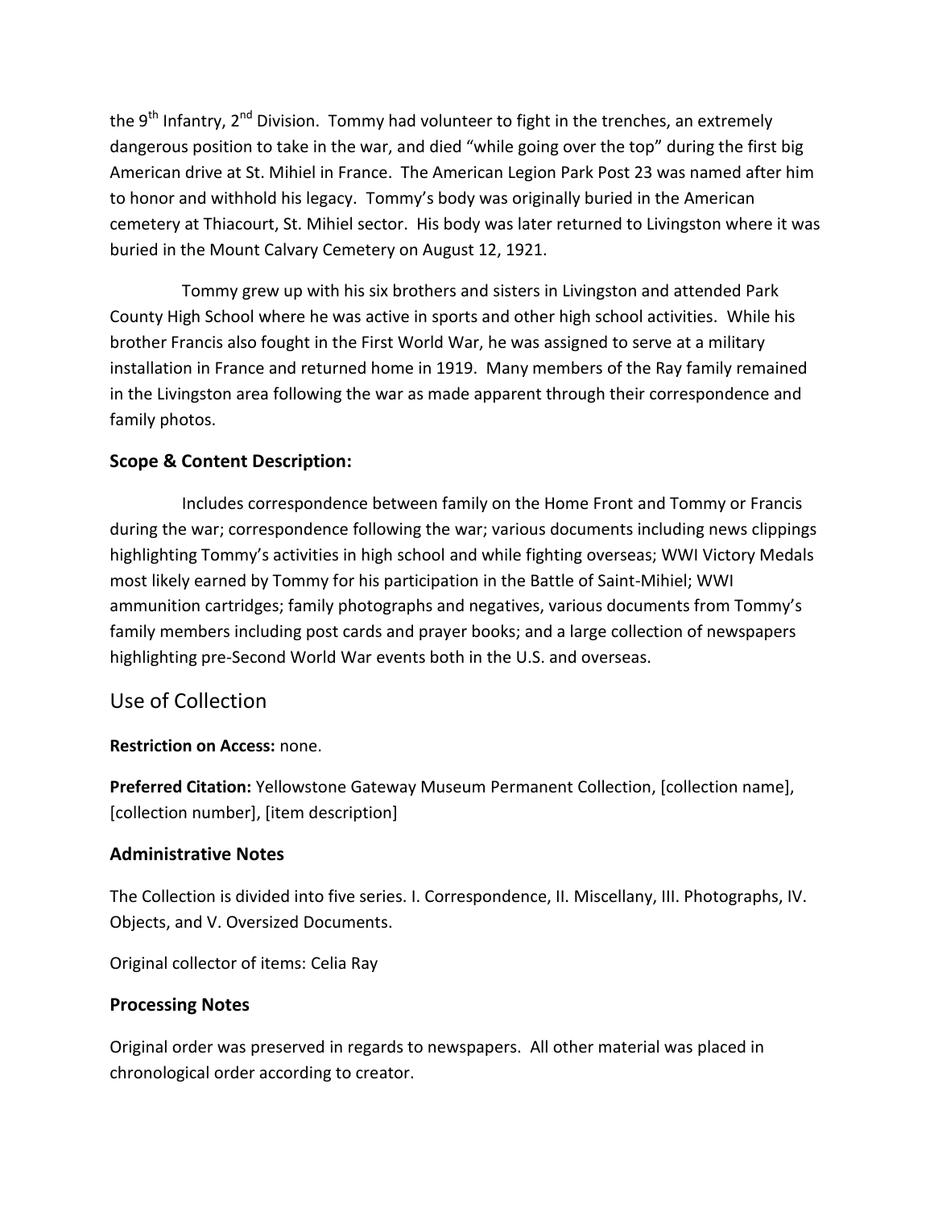the 9th Infantry, 2nd Division. Tommy had volunteer to fight in the trenches, an extremely dangerous position to take in the war, and died "while going over the top" during the first big American drive at St. Mihiel in France. The American Legion Park Post 23 was named after him to honor and withhold his legacy. Tommy's body was originally buried in the American cemetery at Thiacourt, St. Mihiel sector. His body was later returned to Livingston where it was buried in the Mount Calvary Cemetery on August 12, 1921.

Tommy grew up with his six brothers and sisters in Livingston and attended Park County High School where he was active in sports and other high school activities. While his brother Francis also fought in the First World War, he was assigned to serve at a military installation in France and returned home in 1919. Many members of the Ray family remained in the Livingston area following the war as made apparent through their correspondence and family photos.

### Scope & Content Description:

Includes correspondence between family on the Home Front and Tommy or Francis during the war; correspondence following the war; various documents including news clippings highlighting Tommy's activities in high school and while fighting overseas; WWI Victory Medals most likely earned by Tommy for his participation in the Battle of Saint-Mihiel; WWI ammunition cartridges; family photographs and negatives, various documents from Tommy's family members including post cards and prayer books; and a large collection of newspapers highlighting pre-Second World War events both in the U.S. and overseas.

## Use of Collection

**Restriction on Access:** none.

**Preferred Citation:** Yellowstone Gateway Museum Permanent Collection, [collection name], [collection number], [item description]

### Administrative Notes

The Collection is divided into five series. I. Correspondence, II. Miscellany, III. Photographs, IV. Objects, and V. Oversized Documents.

Original collector of items: Celia Ray

### Processing Notes

Original order was preserved in regards to newspapers. All other material was placed in chronological order according to creator.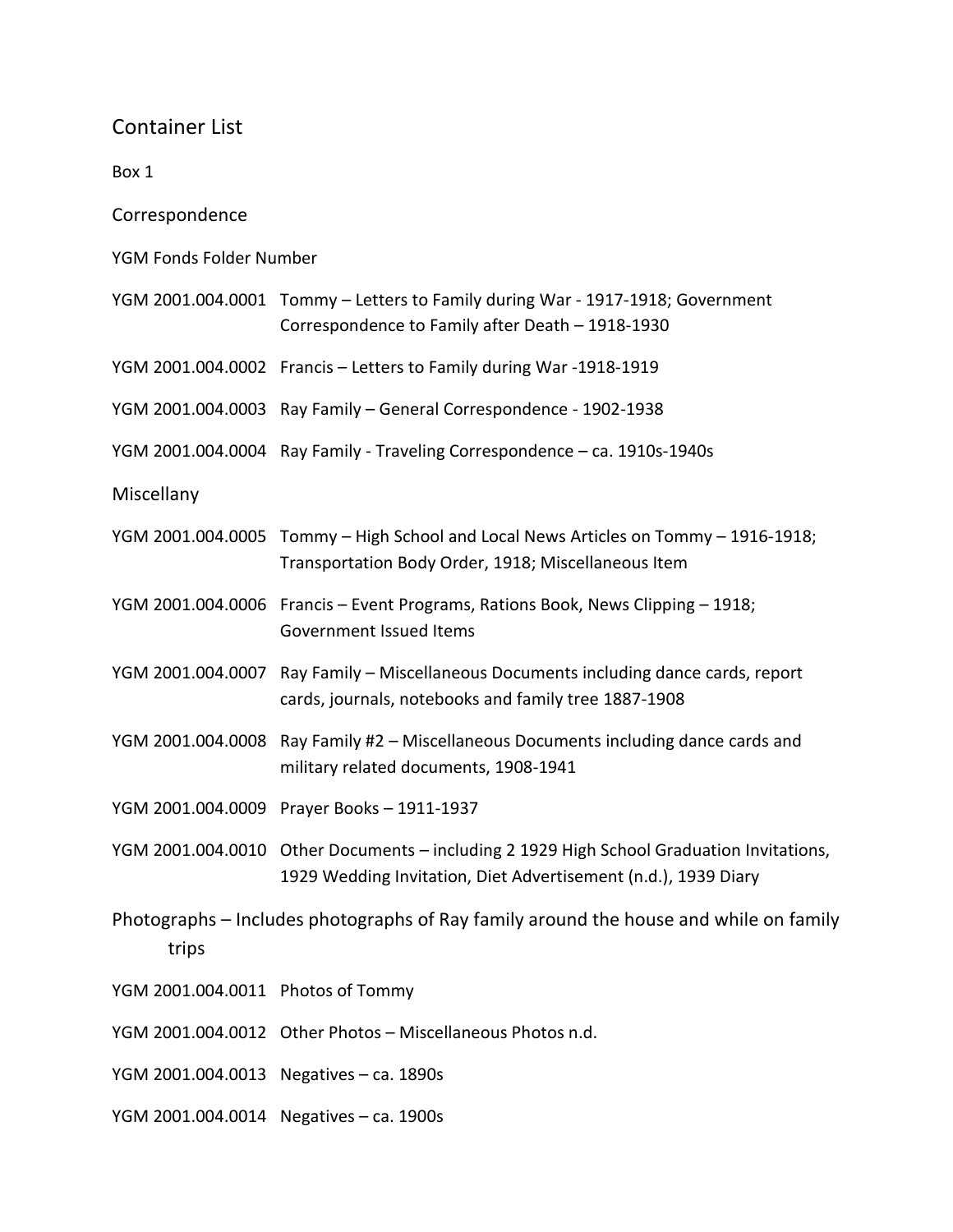## Container List

Box 1

### Correspondence

YGM Fonds Folder Number

| | |
|---|---|
| YGM 2001.004.0001 | Tommy – Letters to Family during War - 1917-1918; Government Correspondence to Family after Death – 1918-1930 |
| YGM 2001.004.0002 | Francis – Letters to Family during War -1918-1919 |
| YGM 2001.004.0003 | Ray Family – General Correspondence - 1902-1938 |
| YGM 2001.004.0004 | Ray Family - Traveling Correspondence – ca. 1910s-1940s |

### Miscellany

| | |
|---|---|
| YGM 2001.004.0005 | Tommy – High School and Local News Articles on Tommy – 1916-1918; Transportation Body Order, 1918; Miscellaneous Item |
| YGM 2001.004.0006 | Francis – Event Programs, Rations Book, News Clipping – 1918; Government Issued Items |
| YGM 2001.004.0007 | Ray Family – Miscellaneous Documents including dance cards, report cards, journals, notebooks and family tree 1887-1908 |
| YGM 2001.004.0008 | Ray Family #2 – Miscellaneous Documents including dance cards and military related documents, 1908-1941 |
| YGM 2001.004.0009 | Prayer Books – 1911-1937 |
| YGM 2001.004.0010 | Other Documents – including 2 1929 High School Graduation Invitations, 1929 Wedding Invitation, Diet Advertisement (n.d.), 1939 Diary |

### Photographs – Includes photographs of Ray family around the house and while on family trips

| | |
|---|---|
| YGM 2001.004.0011 | Photos of Tommy |
| YGM 2001.004.0012 | Other Photos – Miscellaneous Photos n.d. |
| YGM 2001.004.0013 | Negatives – ca. 1890s |
| YGM 2001.004.0014 | Negatives – ca. 1900s |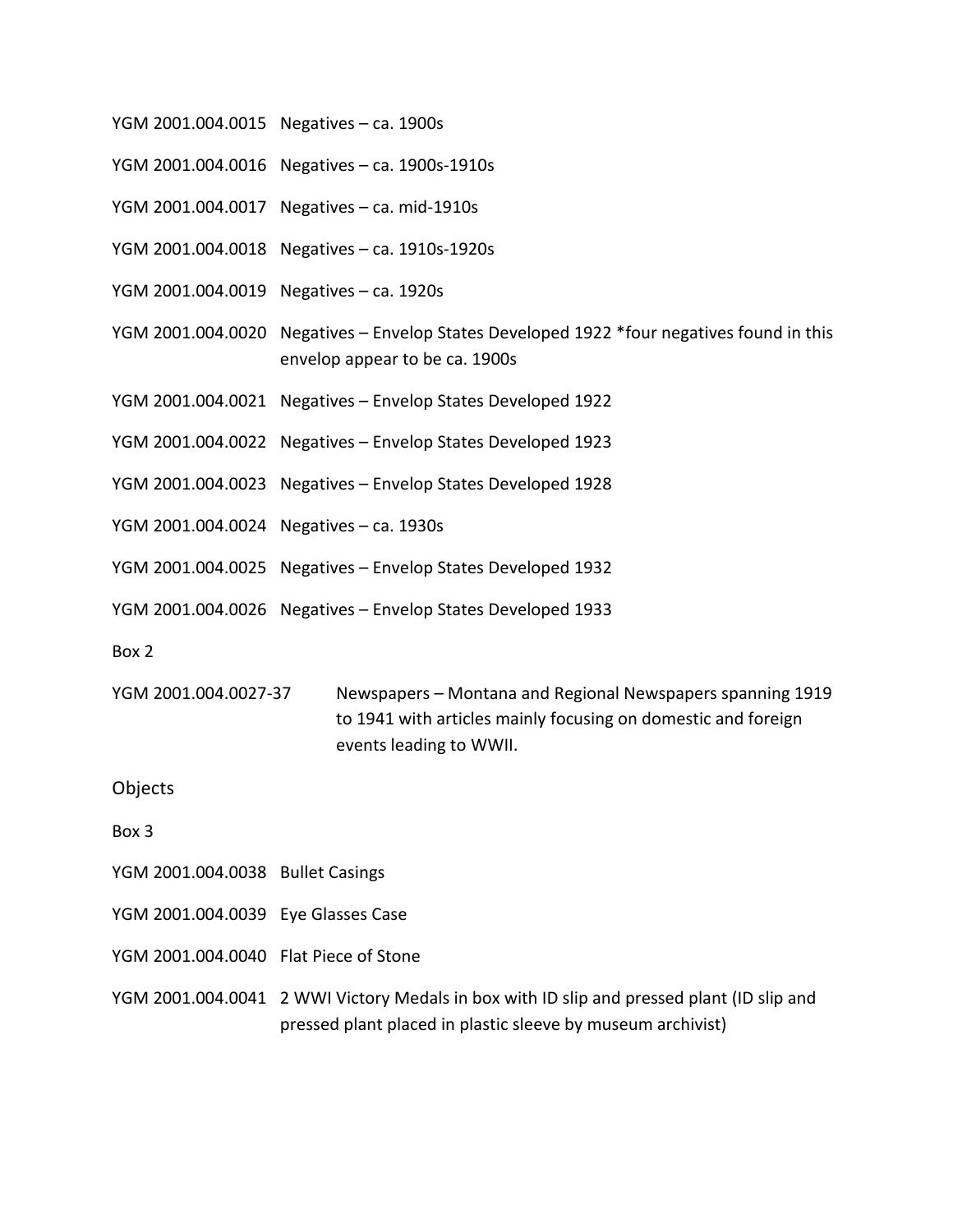YGM 2001.004.0015 Negatives – ca. 1900s

YGM 2001.004.0016 Negatives – ca. 1900s-1910s

YGM 2001.004.0017 Negatives – ca. mid-1910s

YGM 2001.004.0018 Negatives – ca. 1910s-1920s

YGM 2001.004.0019 Negatives – ca. 1920s

YGM 2001.004.0020 Negatives – Envelop States Developed 1922 *four negatives found in this envelop appear to be ca. 1900s

YGM 2001.004.0021 Negatives – Envelop States Developed 1922

YGM 2001.004.0022 Negatives – Envelop States Developed 1923

YGM 2001.004.0023 Negatives – Envelop States Developed 1928

YGM 2001.004.0024 Negatives – ca. 1930s

YGM 2001.004.0025 Negatives – Envelop States Developed 1932

YGM 2001.004.0026 Negatives – Envelop States Developed 1933

Box 2

YGM 2001.004.0027-37 Newspapers – Montana and Regional Newspapers spanning 1919 to 1941 with articles mainly focusing on domestic and foreign events leading to WWII.

## Objects

Box 3

YGM 2001.004.0038 Bullet Casings

YGM 2001.004.0039 Eye Glasses Case

YGM 2001.004.0040 Flat Piece of Stone

YGM 2001.004.0041 2 WWI Victory Medals in box with ID slip and pressed plant (ID slip and pressed plant placed in plastic sleeve by museum archivist)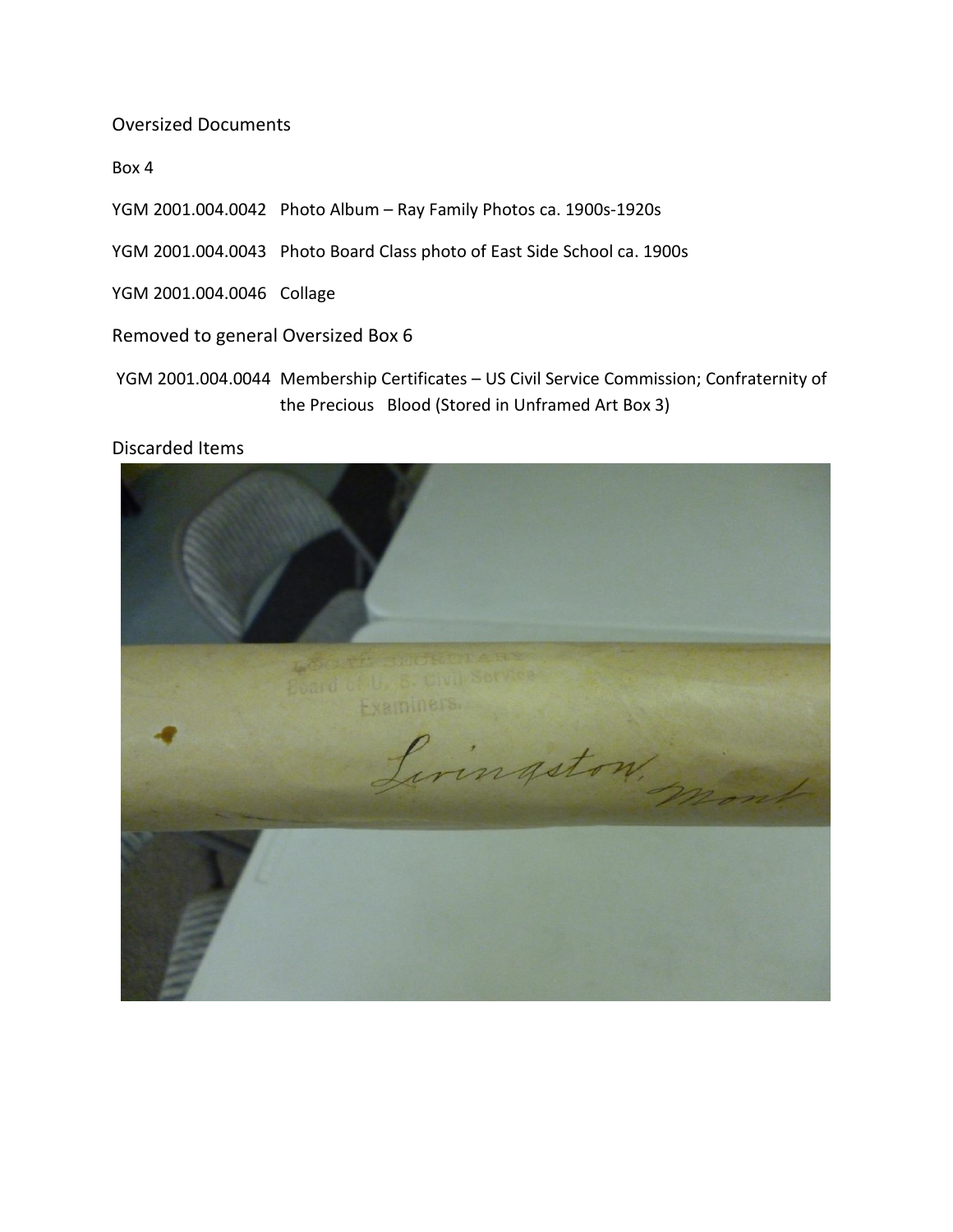Oversized Documents

Box 4

YGM 2001.004.0042 Photo Album – Ray Family Photos ca. 1900s-1920s

YGM 2001.004.0043 Photo Board Class photo of East Side School ca. 1900s

YGM 2001.004.0046 Collage

Removed to general Oversized Box 6

YGM 2001.004.0044 Membership Certificates – US Civil Service Commission; Confraternity of the Precious Blood (Stored in Unframed Art Box 3)

Discarded Items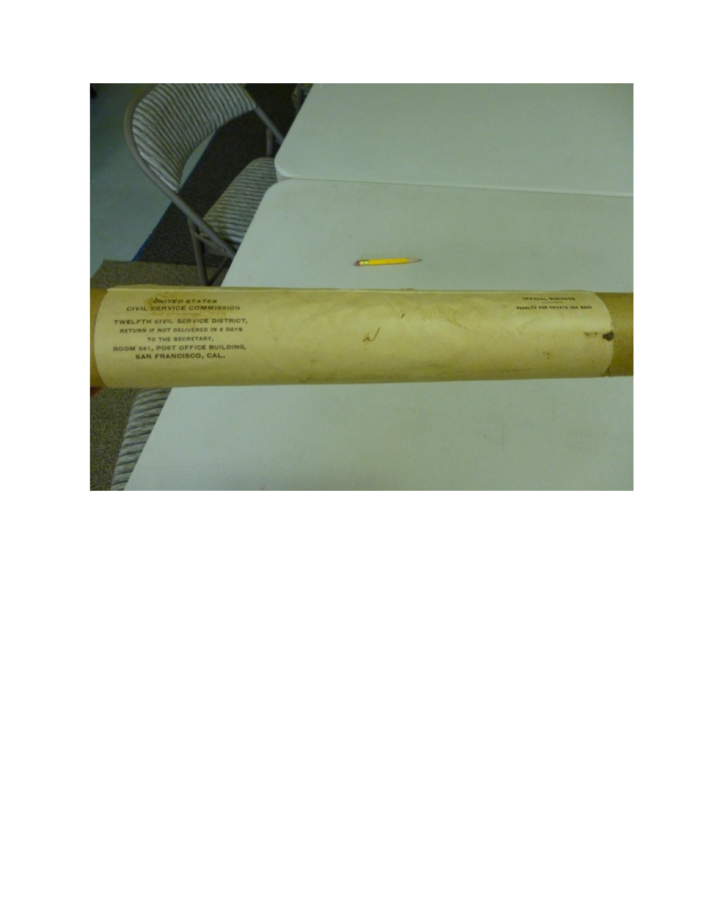UNITED STATES
CIVIL SERVICE COMMISSION

TWELFTH CIVIL SERVICE DISTRICT,
RETURN IF NOT DELIVERED IN 5 DAYS
TO THE SECRETARY,
ROOM 241, POST OFFICE BUILDING,
SAN FRANCISCO, CAL.

OFFICIAL BUSINESS

PENALTY FOR PRIVATE USE $300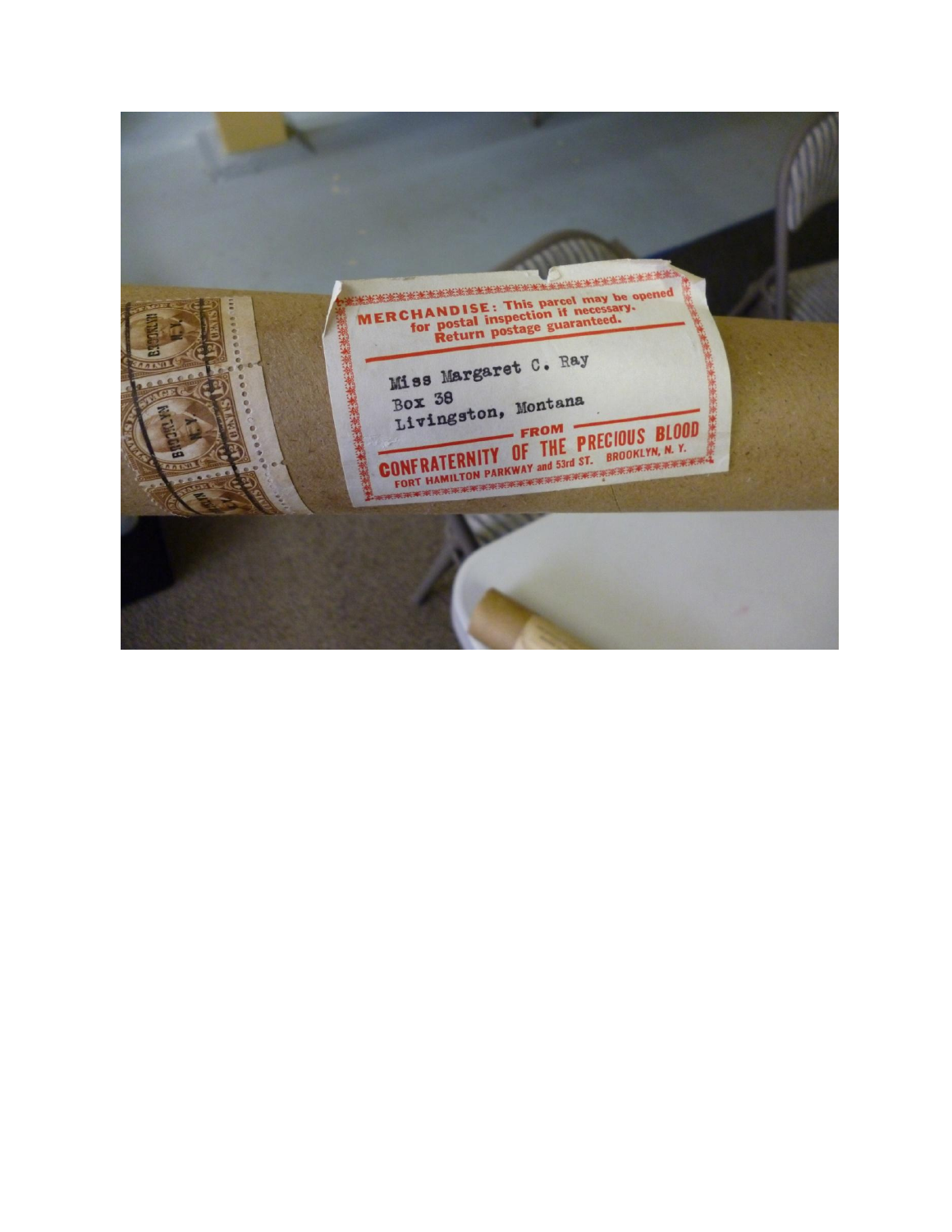MERCHANDISE: This parcel may be opened for postal inspection if necessary. Return postage guaranteed.

Miss Margaret C. Ray
Box 38
Livingston, Montana

FROM

CONFRATERNITY OF THE PRECIOUS BLOOD
FORT HAMILTON PARKWAY and 53rd ST. BROOKLYN, N. Y.